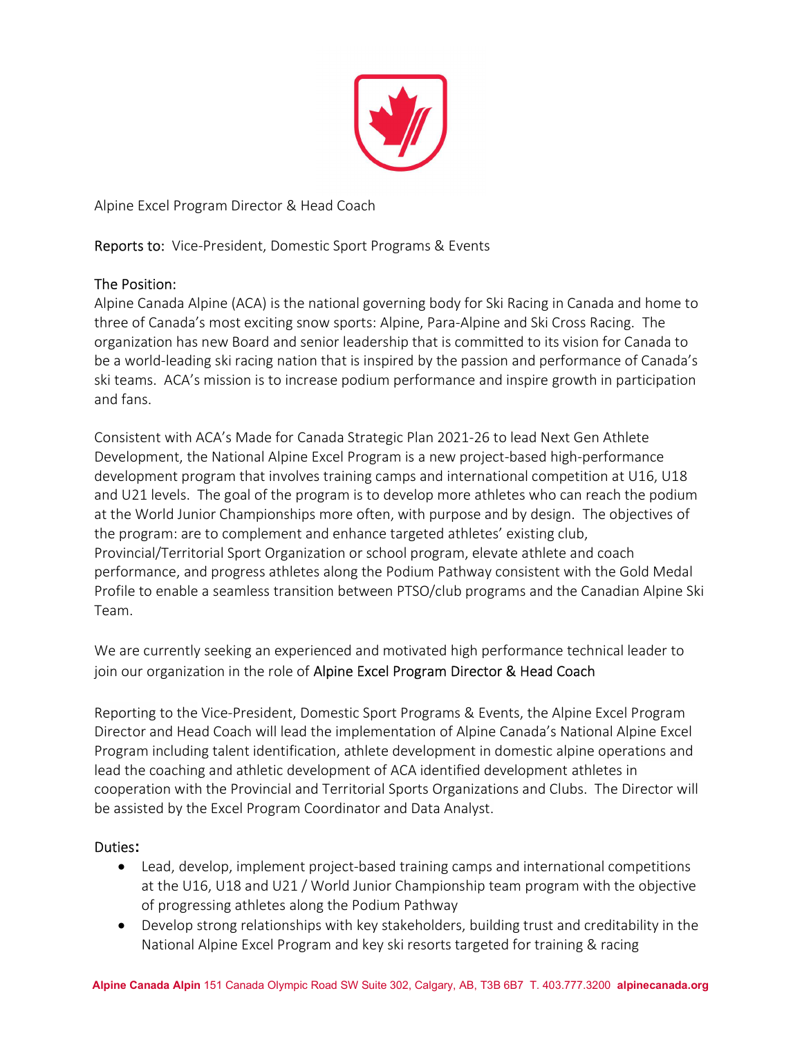# Alpine Excel Program Director & Head Coach

**Reports to:** Vice-President, Domestic Sport Programs & Events

## The Position:

Alpine Canada Alpine (ACA) is the national governing body for Ski Racing in Canada and home to three of Canada's most exciting snow sports: Alpine, Para-Alpine and Ski Cross Racing. The organization has new Board and senior leadership that is committed to its vision for Canada to be a world-leading ski racing nation that is inspired by the passion and performance of Canada's ski teams. ACA's mission is to increase podium performance and inspire growth in participation and fans.

Consistent with ACA's Made for Canada Strategic Plan 2021-26 to lead Next Gen Athlete Development, the National Alpine Excel Program is a new project-based high-performance development program that involves training camps and international competition at U16, U18 and U21 levels. The goal of the program is to develop more athletes who can reach the podium at the World Junior Championships more often, with purpose and by design. The objectives of the program: are to complement and enhance targeted athletes' existing club, Provincial/Territorial Sport Organization or school program, elevate athlete and coach performance, and progress athletes along the Podium Pathway consistent with the Gold Medal Profile to enable a seamless transition between PTSO/club programs and the Canadian Alpine Ski Team.

We are currently seeking an experienced and motivated high performance technical leader to join our organization in the role of Alpine Excel Program Director & Head Coach

Reporting to the Vice-President, Domestic Sport Programs & Events, the Alpine Excel Program Director and Head Coach will lead the implementation of Alpine Canada's National Alpine Excel Program including talent identification, athlete development in domestic alpine operations and lead the coaching and athletic development of ACA identified development athletes in cooperation with the Provincial and Territorial Sports Organizations and Clubs. The Director will be assisted by the Excel Program Coordinator and Data Analyst.

## Duties:

- Lead, develop, implement project-based training camps and international competitions at the U16, U18 and U21 / World Junior Championship team program with the objective of progressing athletes along the Podium Pathway
- Develop strong relationships with key stakeholders, building trust and creditability in the National Alpine Excel Program and key ski resorts targeted for training & racing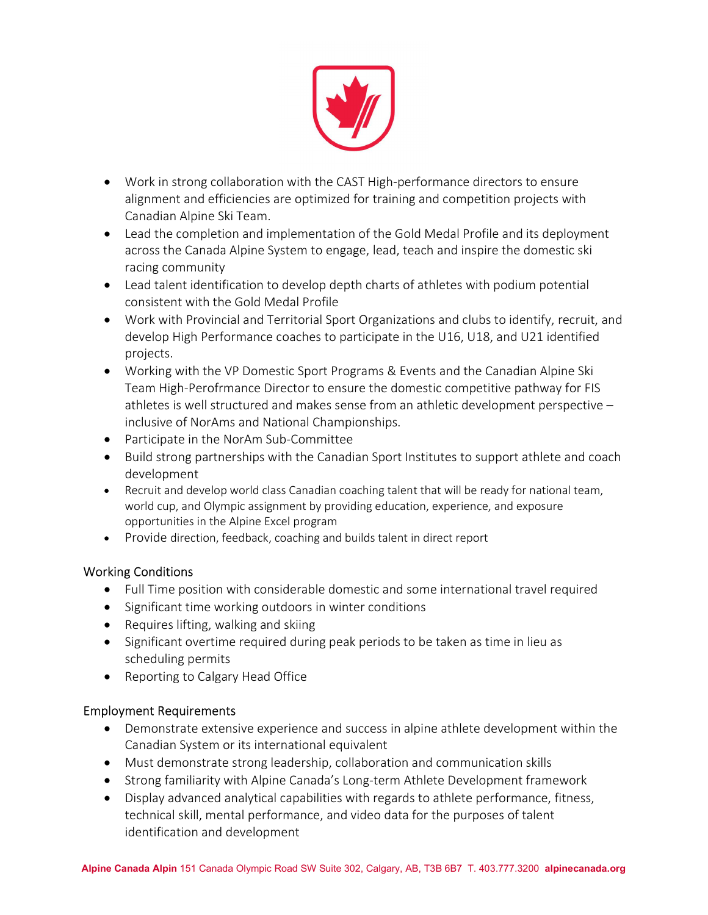- Work in strong collaboration with the CAST High-performance directors to ensure alignment and efficiencies are optimized for training and competition projects with Canadian Alpine Ski Team.
- Lead the completion and implementation of the Gold Medal Profile and its deployment across the Canada Alpine System to engage, lead, teach and inspire the domestic ski racing community
- Lead talent identification to develop depth charts of athletes with podium potential consistent with the Gold Medal Profile
- Work with Provincial and Territorial Sport Organizations and clubs to identify, recruit, and develop High Performance coaches to participate in the U16, U18, and U21 identified projects.
- Working with the VP Domestic Sport Programs & Events and the Canadian Alpine Ski Team High-Perofrmance Director to ensure the domestic competitive pathway for FIS athletes is well structured and makes sense from an athletic development perspective – inclusive of NorAms and National Championships.
- Participate in the NorAm Sub-Committee
- Build strong partnerships with the Canadian Sport Institutes to support athlete and coach development
- Recruit and develop world class Canadian coaching talent that will be ready for national team, world cup, and Olympic assignment by providing education, experience, and exposure opportunities in the Alpine Excel program
- Provide direction, feedback, coaching and builds talent in direct report

## Working Conditions

- Full Time position with considerable domestic and some international travel required
- Significant time working outdoors in winter conditions
- Requires lifting, walking and skiing
- Significant overtime required during peak periods to be taken as time in lieu as scheduling permits
- Reporting to Calgary Head Office

## Employment Requirements

- Demonstrate extensive experience and success in alpine athlete development within the Canadian System or its international equivalent
- Must demonstrate strong leadership, collaboration and communication skills
- Strong familiarity with Alpine Canada's Long-term Athlete Development framework
- Display advanced analytical capabilities with regards to athlete performance, fitness, technical skill, mental performance, and video data for the purposes of talent identification and development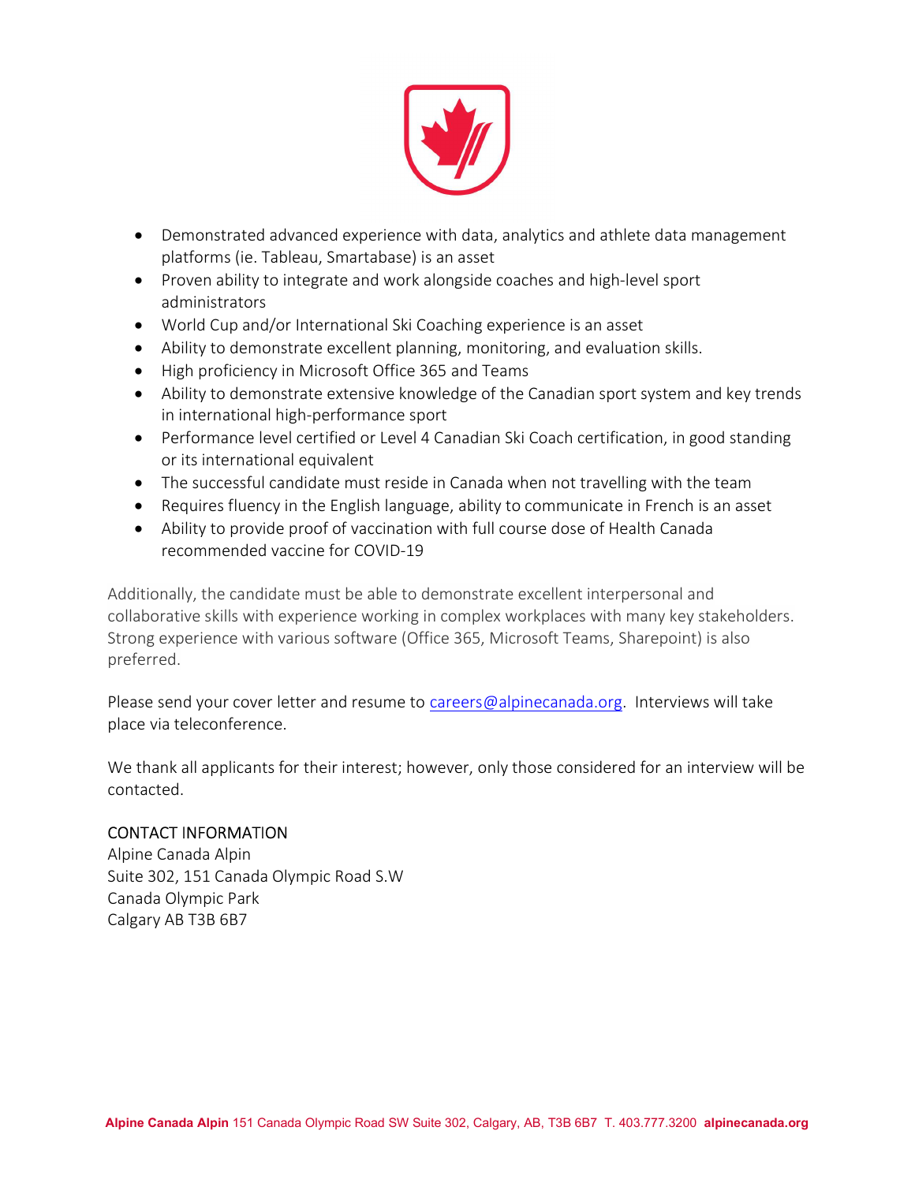- Demonstrated advanced experience with data, analytics and athlete data management platforms (ie. Tableau, Smartabase) is an asset
- Proven ability to integrate and work alongside coaches and high-level sport administrators
- World Cup and/or International Ski Coaching experience is an asset
- Ability to demonstrate excellent planning, monitoring, and evaluation skills.
- High proficiency in Microsoft Office 365 and Teams
- Ability to demonstrate extensive knowledge of the Canadian sport system and key trends in international high-performance sport
- Performance level certified or Level 4 Canadian Ski Coach certification, in good standing or its international equivalent
- The successful candidate must reside in Canada when not travelling with the team
- Requires fluency in the English language, ability to communicate in French is an asset
- Ability to provide proof of vaccination with full course dose of Health Canada recommended vaccine for COVID-19

Additionally, the candidate must be able to demonstrate excellent interpersonal and collaborative skills with experience working in complex workplaces with many key stakeholders. Strong experience with various software (Office 365, Microsoft Teams, Sharepoint) is also preferred.

Please send your cover letter and resume to careers@alpinecanada.org. Interviews will take place via teleconference.

We thank all applicants for their interest; however, only those considered for an interview will be contacted.

CONTACT INFORMATION
Alpine Canada Alpin
Suite 302, 151 Canada Olympic Road S.W
Canada Olympic Park
Calgary AB T3B 6B7